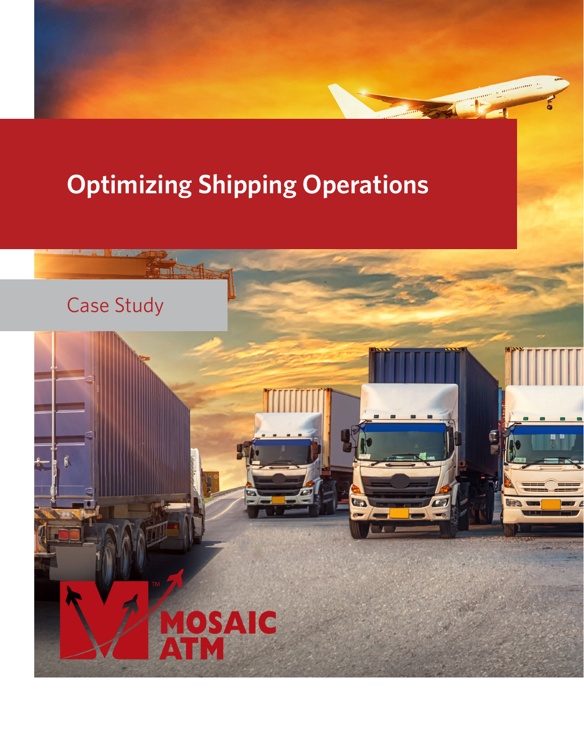# Optimizing Shipping Operations

Case Study

MOSAIC ATM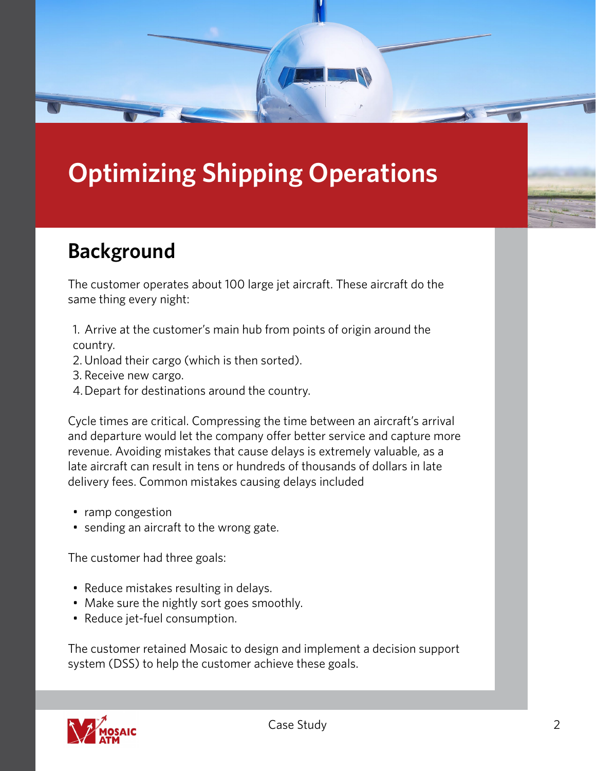# Optimizing Shipping Operations

## Background

The customer operates about 100 large jet aircraft. These aircraft do the same thing every night:

1. Arrive at the customer's main hub from points of origin around the country.
2. Unload their cargo (which is then sorted).
3. Receive new cargo.
4. Depart for destinations around the country.

Cycle times are critical. Compressing the time between an aircraft's arrival and departure would let the company offer better service and capture more revenue. Avoiding mistakes that cause delays is extremely valuable, as a late aircraft can result in tens or hundreds of thousands of dollars in late delivery fees. Common mistakes causing delays included

- ramp congestion
- sending an aircraft to the wrong gate.

The customer had three goals:

- Reduce mistakes resulting in delays.
- Make sure the nightly sort goes smoothly.
- Reduce jet-fuel consumption.

The customer retained Mosaic to design and implement a decision support system (DSS) to help the customer achieve these goals.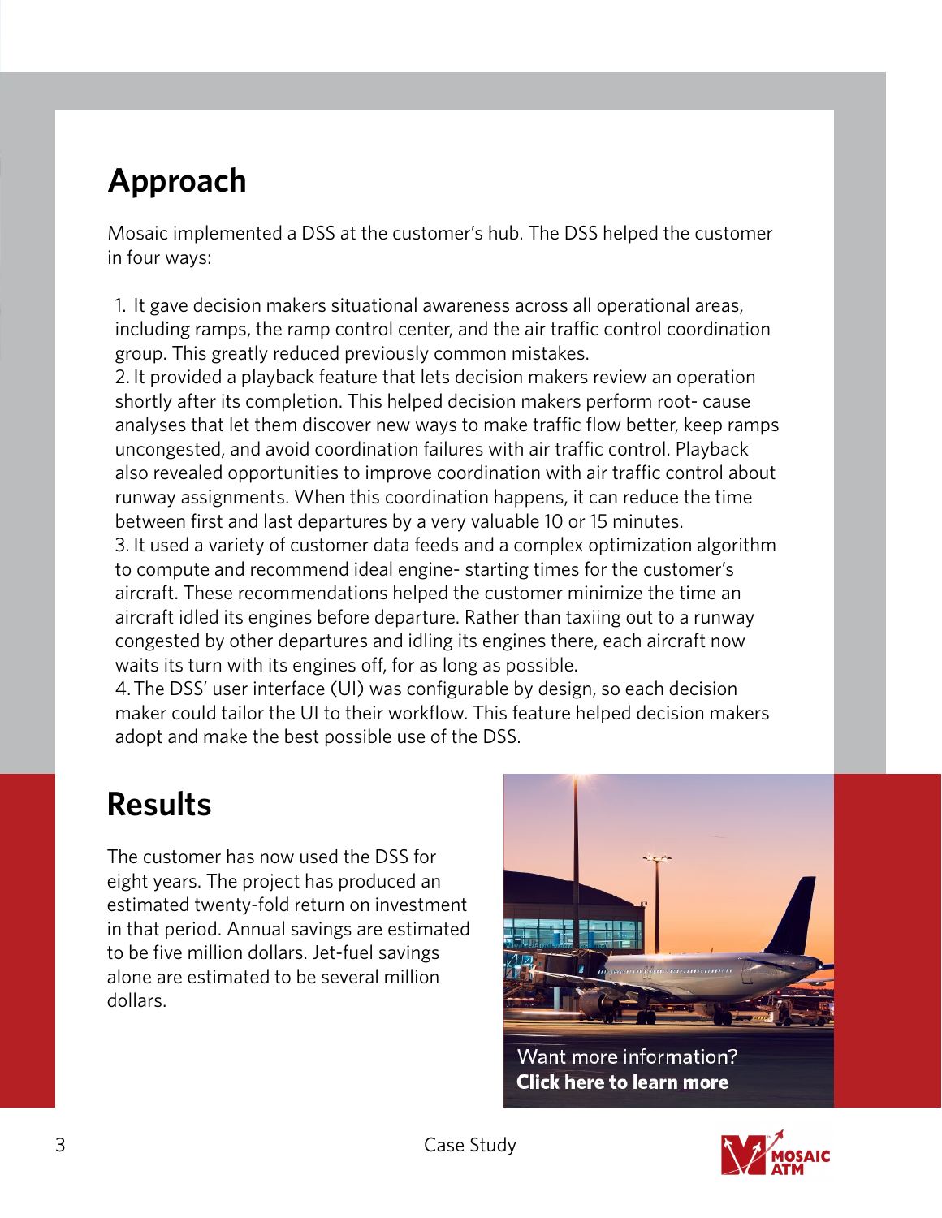## Approach

Mosaic implemented a DSS at the customer's hub. The DSS helped the customer in four ways:

1. It gave decision makers situational awareness across all operational areas, including ramps, the ramp control center, and the air traffic control coordination group. This greatly reduced previously common mistakes.
2. It provided a playback feature that lets decision makers review an operation shortly after its completion. This helped decision makers perform root- cause analyses that let them discover new ways to make traffic flow better, keep ramps uncongested, and avoid coordination failures with air traffic control. Playback also revealed opportunities to improve coordination with air traffic control about runway assignments. When this coordination happens, it can reduce the time between first and last departures by a very valuable 10 or 15 minutes.
3. It used a variety of customer data feeds and a complex optimization algorithm to compute and recommend ideal engine- starting times for the customer's aircraft. These recommendations helped the customer minimize the time an aircraft idled its engines before departure. Rather than taxiing out to a runway congested by other departures and idling its engines there, each aircraft now waits its turn with its engines off, for as long as possible.
4. The DSS' user interface (UI) was configurable by design, so each decision maker could tailor the UI to their workflow. This feature helped decision makers adopt and make the best possible use of the DSS.

## Results

The customer has now used the DSS for eight years. The project has produced an estimated twenty-fold return on investment in that period. Annual savings are estimated to be five million dollars. Jet-fuel savings alone are estimated to be several million dollars.

Want more information?
**Click here to learn more**